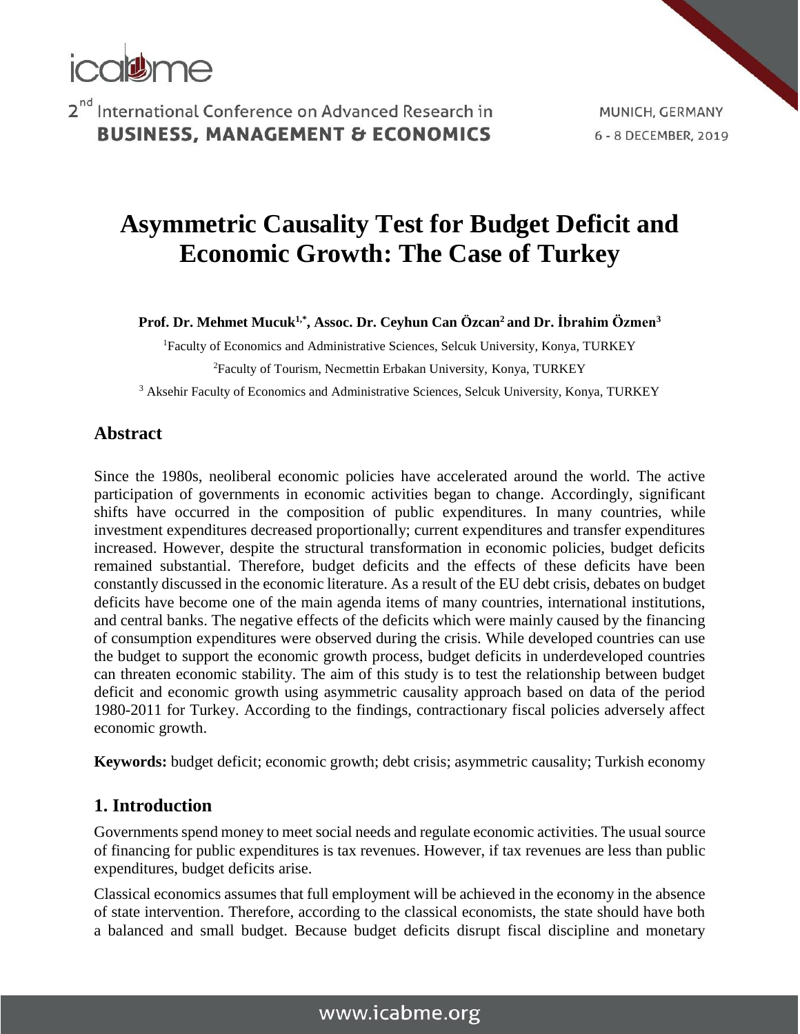# Asymmetric Causality Test for Budget Deficit and Economic Growth: The Case of Turkey

**Prof. Dr. Mehmet Mucuk[1,*], Assoc. Dr. Ceyhun Can Özcan[2] and Dr. İbrahim Özmen[3]**

[1]Faculty of Economics and Administrative Sciences, Selcuk University, Konya, TURKEY

[2]Faculty of Tourism, Necmettin Erbakan University, Konya, TURKEY

[3] Aksehir Faculty of Economics and Administrative Sciences, Selcuk University, Konya, TURKEY

## Abstract

Since the 1980s, neoliberal economic policies have accelerated around the world. The active participation of governments in economic activities began to change. Accordingly, significant shifts have occurred in the composition of public expenditures. In many countries, while investment expenditures decreased proportionally; current expenditures and transfer expenditures increased. However, despite the structural transformation in economic policies, budget deficits remained substantial. Therefore, budget deficits and the effects of these deficits have been constantly discussed in the economic literature. As a result of the EU debt crisis, debates on budget deficits have become one of the main agenda items of many countries, international institutions, and central banks. The negative effects of the deficits which were mainly caused by the financing of consumption expenditures were observed during the crisis. While developed countries can use the budget to support the economic growth process, budget deficits in underdeveloped countries can threaten economic stability. The aim of this study is to test the relationship between budget deficit and economic growth using asymmetric causality approach based on data of the period 1980-2011 for Turkey. According to the findings, contractionary fiscal policies adversely affect economic growth.

**Keywords:** budget deficit; economic growth; debt crisis; asymmetric causality; Turkish economy

## 1. Introduction

Governments spend money to meet social needs and regulate economic activities. The usual source of financing for public expenditures is tax revenues. However, if tax revenues are less than public expenditures, budget deficits arise.

Classical economics assumes that full employment will be achieved in the economy in the absence of state intervention. Therefore, according to the classical economists, the state should have both a balanced and small budget. Because budget deficits disrupt fiscal discipline and monetary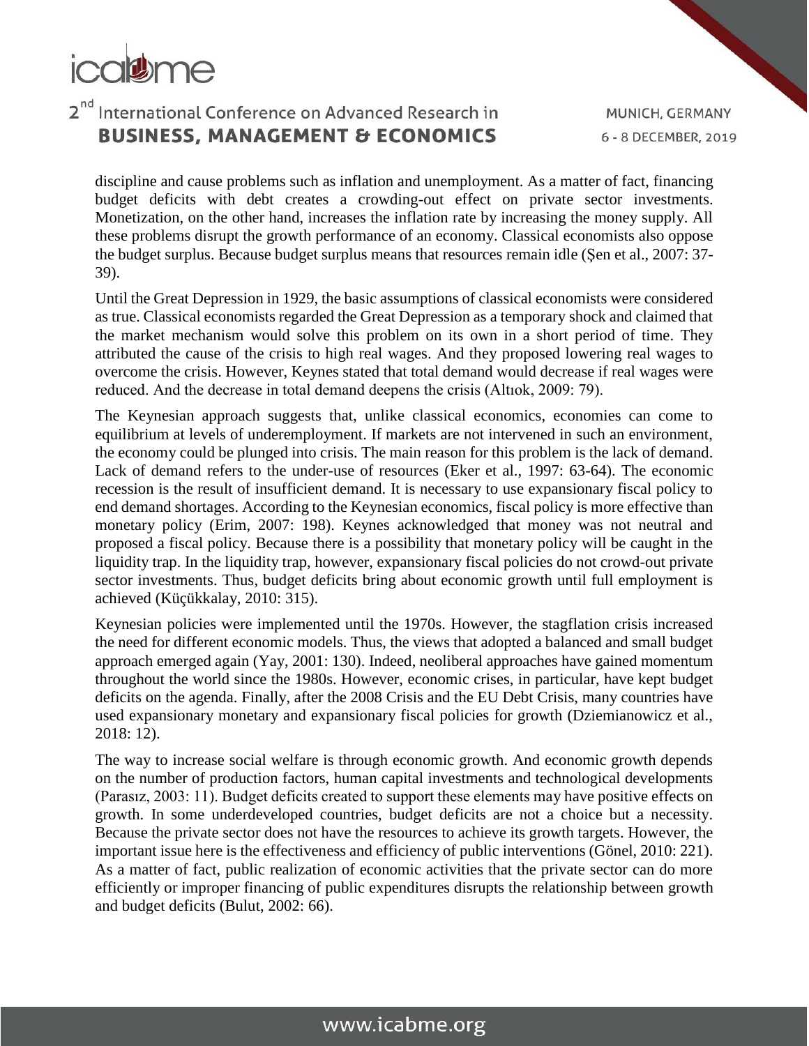discipline and cause problems such as inflation and unemployment. As a matter of fact, financing budget deficits with debt creates a crowding-out effect on private sector investments. Monetization, on the other hand, increases the inflation rate by increasing the money supply. All these problems disrupt the growth performance of an economy. Classical economists also oppose the budget surplus. Because budget surplus means that resources remain idle (Şen et al., 2007: 37-39).

Until the Great Depression in 1929, the basic assumptions of classical economists were considered as true. Classical economists regarded the Great Depression as a temporary shock and claimed that the market mechanism would solve this problem on its own in a short period of time. They attributed the cause of the crisis to high real wages. And they proposed lowering real wages to overcome the crisis. However, Keynes stated that total demand would decrease if real wages were reduced. And the decrease in total demand deepens the crisis (Altıok, 2009: 79).

The Keynesian approach suggests that, unlike classical economics, economies can come to equilibrium at levels of underemployment. If markets are not intervened in such an environment, the economy could be plunged into crisis. The main reason for this problem is the lack of demand. Lack of demand refers to the under-use of resources (Eker et al., 1997: 63-64). The economic recession is the result of insufficient demand. It is necessary to use expansionary fiscal policy to end demand shortages. According to the Keynesian economics, fiscal policy is more effective than monetary policy (Erim, 2007: 198). Keynes acknowledged that money was not neutral and proposed a fiscal policy. Because there is a possibility that monetary policy will be caught in the liquidity trap. In the liquidity trap, however, expansionary fiscal policies do not crowd-out private sector investments. Thus, budget deficits bring about economic growth until full employment is achieved (Küçükkalay, 2010: 315).

Keynesian policies were implemented until the 1970s. However, the stagflation crisis increased the need for different economic models. Thus, the views that adopted a balanced and small budget approach emerged again (Yay, 2001: 130). Indeed, neoliberal approaches have gained momentum throughout the world since the 1980s. However, economic crises, in particular, have kept budget deficits on the agenda. Finally, after the 2008 Crisis and the EU Debt Crisis, many countries have used expansionary monetary and expansionary fiscal policies for growth (Dziemianowicz et al., 2018: 12).

The way to increase social welfare is through economic growth. And economic growth depends on the number of production factors, human capital investments and technological developments (Parasız, 2003: 11). Budget deficits created to support these elements may have positive effects on growth. In some underdeveloped countries, budget deficits are not a choice but a necessity. Because the private sector does not have the resources to achieve its growth targets. However, the important issue here is the effectiveness and efficiency of public interventions (Gönel, 2010: 221). As a matter of fact, public realization of economic activities that the private sector can do more efficiently or improper financing of public expenditures disrupts the relationship between growth and budget deficits (Bulut, 2002: 66).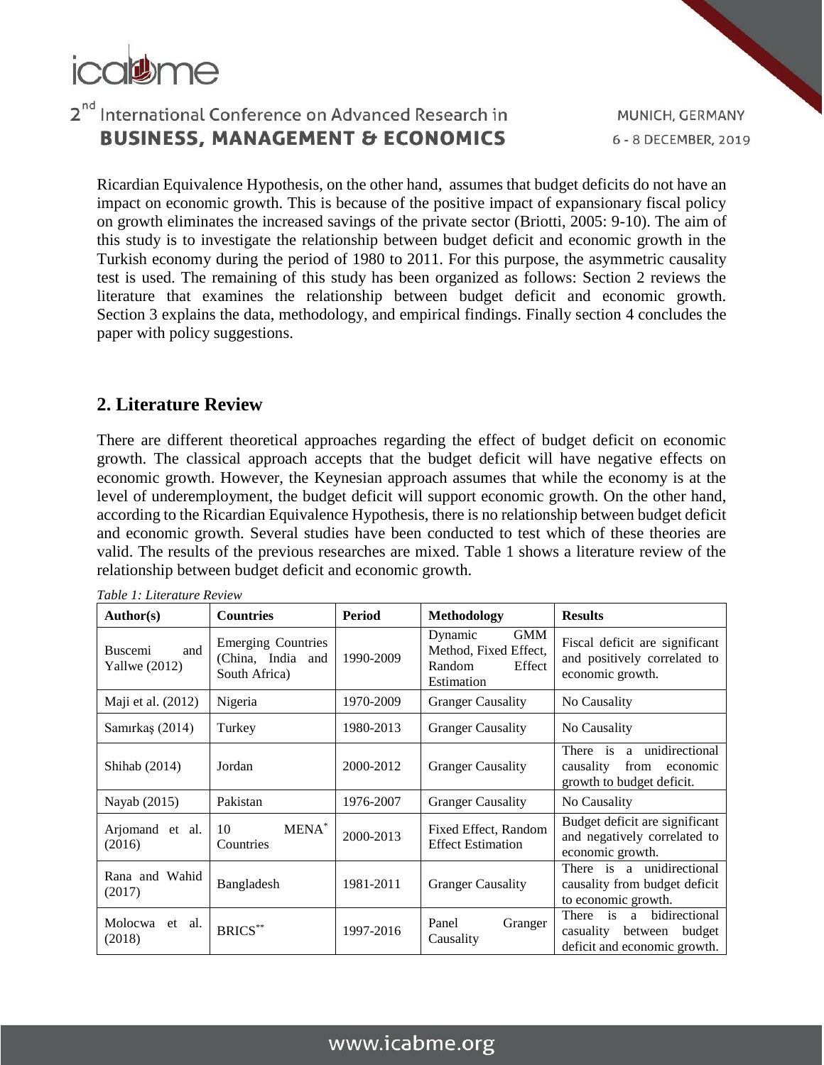Ricardian Equivalence Hypothesis, on the other hand, assumes that budget deficits do not have an impact on economic growth. This is because of the positive impact of expansionary fiscal policy on growth eliminates the increased savings of the private sector (Briotti, 2005: 9-10). The aim of this study is to investigate the relationship between budget deficit and economic growth in the Turkish economy during the period of 1980 to 2011. For this purpose, the asymmetric causality test is used. The remaining of this study has been organized as follows: Section 2 reviews the literature that examines the relationship between budget deficit and economic growth. Section 3 explains the data, methodology, and empirical findings. Finally section 4 concludes the paper with policy suggestions.

## 2. Literature Review

There are different theoretical approaches regarding the effect of budget deficit on economic growth. The classical approach accepts that the budget deficit will have negative effects on economic growth. However, the Keynesian approach assumes that while the economy is at the level of underemployment, the budget deficit will support economic growth. On the other hand, according to the Ricardian Equivalence Hypothesis, there is no relationship between budget deficit and economic growth. Several studies have been conducted to test which of these theories are valid. The results of the previous researches are mixed. Table 1 shows a literature review of the relationship between budget deficit and economic growth.

*Table 1: Literature Review*

| Author(s) | Countries | Period | Methodology | Results |
|---|---|---|---|---|
| Buscemi and Yallwe (2012) | Emerging Countries (China, India and South Africa) | 1990-2009 | Dynamic GMM Method, Fixed Effect, Random Effect Estimation | Fiscal deficit are significant and positively correlated to economic growth. |
| Maji et al. (2012) | Nigeria | 1970-2009 | Granger Causality | No Causality |
| Samırkaş (2014) | Turkey | 1980-2013 | Granger Causality | No Causality |
| Shihab (2014) | Jordan | 2000-2012 | Granger Causality | There is a unidirectional causality from economic growth to budget deficit. |
| Nayab (2015) | Pakistan | 1976-2007 | Granger Causality | No Causality |
| Arjomand et al. (2016) | 10 MENA* Countries | 2000-2013 | Fixed Effect, Random Effect Estimation | Budget deficit are significant and negatively correlated to economic growth. |
| Rana and Wahid (2017) | Bangladesh | 1981-2011 | Granger Causality | There is a unidirectional causality from budget deficit to economic growth. |
| Molocwa et al. (2018) | BRICS** | 1997-2016 | Panel Granger Causality | There is a bidirectional casuality between budget deficit and economic growth. |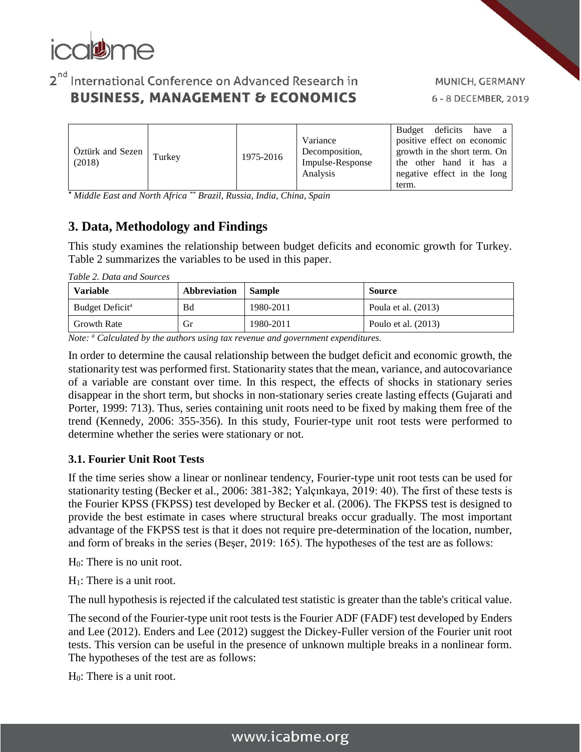| Öztürk and Sezen (2018) | Turkey | 1975-2016 | Variance Decomposition, Impulse-Response Analysis | Budget deficits have a positive effect on economic growth in the short term. On the other hand it has a negative effect in the long term. |
|---|---|---|---|---|

[*] *Middle East and North Africa* [**] *Brazil, Russia, India, China, Spain*

## 3. Data, Methodology and Findings

This study examines the relationship between budget deficits and economic growth for Turkey. Table 2 summarizes the variables to be used in this paper.

*Table 2. Data and Sources*

| **Variable** | **Abbreviation** | **Sample** | **Source** |
|---|---|---|---|
| Budget Deficit[a] | Bd | 1980-2011 | Poula et al. (2013) |
| Growth Rate | Gr | 1980-2011 | Poulo et al. (2013) |

*Note: [a] Calculated by the authors using tax revenue and government expenditures.*

In order to determine the causal relationship between the budget deficit and economic growth, the stationarity test was performed first. Stationarity states that the mean, variance, and autocovariance of a variable are constant over time. In this respect, the effects of shocks in stationary series disappear in the short term, but shocks in non-stationary series create lasting effects (Gujarati and Porter, 1999: 713). Thus, series containing unit roots need to be fixed by making them free of the trend (Kennedy, 2006: 355-356). In this study, Fourier-type unit root tests were performed to determine whether the series were stationary or not.

### 3.1. Fourier Unit Root Tests

If the time series show a linear or nonlinear tendency, Fourier-type unit root tests can be used for stationarity testing (Becker et al., 2006: 381-382; Yalçınkaya, 2019: 40). The first of these tests is the Fourier KPSS (FKPSS) test developed by Becker et al. (2006). The FKPSS test is designed to provide the best estimate in cases where structural breaks occur gradually. The most important advantage of the FKPSS test is that it does not require pre-determination of the location, number, and form of breaks in the series (Beşer, 2019: 165). The hypotheses of the test are as follows:

$H_0$: There is no unit root.

$H_1$: There is a unit root.

The null hypothesis is rejected if the calculated test statistic is greater than the table's critical value.

The second of the Fourier-type unit root tests is the Fourier ADF (FADF) test developed by Enders and Lee (2012). Enders and Lee (2012) suggest the Dickey-Fuller version of the Fourier unit root tests. This version can be useful in the presence of unknown multiple breaks in a nonlinear form. The hypotheses of the test are as follows:

$H_0$: There is a unit root.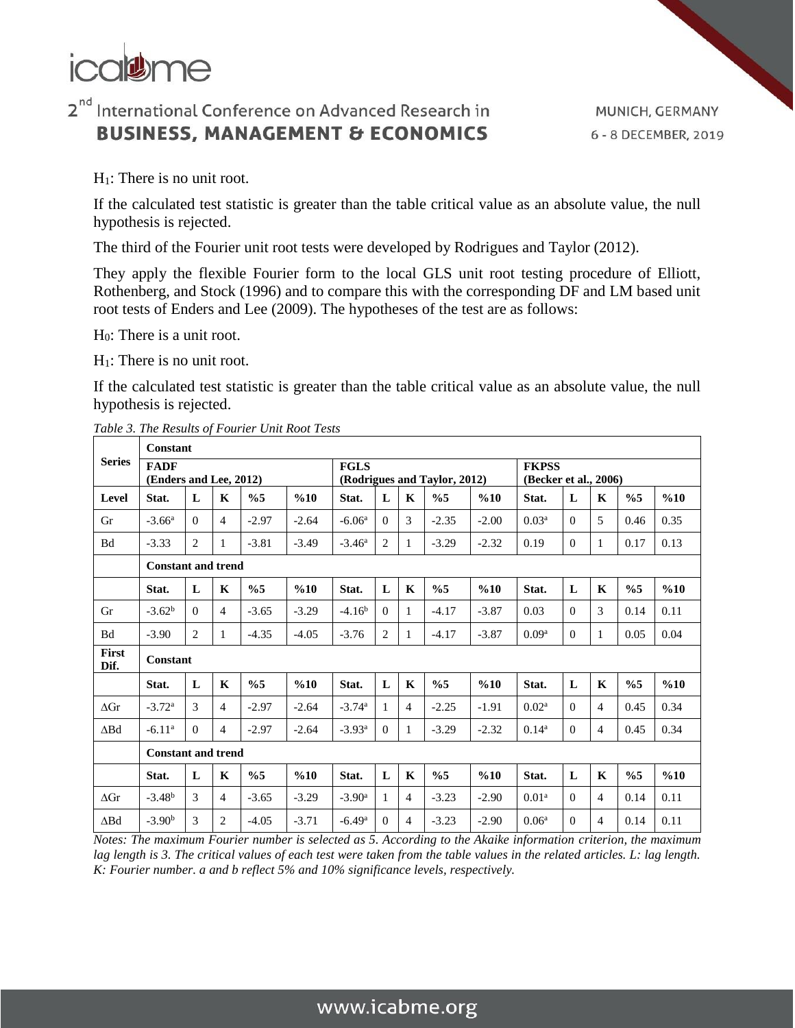$H_1$: There is no unit root.

If the calculated test statistic is greater than the table critical value as an absolute value, the null hypothesis is rejected.

The third of the Fourier unit root tests were developed by Rodrigues and Taylor (2012).

They apply the flexible Fourier form to the local GLS unit root testing procedure of Elliott, Rothenberg, and Stock (1996) and to compare this with the corresponding DF and LM based unit root tests of Enders and Lee (2009). The hypotheses of the test are as follows:

$H_0$: There is a unit root.

$H_1$: There is no unit root.

If the calculated test statistic is greater than the table critical value as an absolute value, the null hypothesis is rejected.

*Table 3. The Results of Fourier Unit Root Tests*

| Series | Constant | | | | | | | | | | | | | | |
|---|---|---|---|---|---|---|---|---|---|---|---|---|---|---|---|
| | **FADF (Enders and Lee, 2012)** | | | | | **FGLS (Rodrigues and Taylor, 2012)** | | | | | **FKPSS (Becker et al., 2006)** | | | | |
| **Level** | **Stat.** | **L** | **K** | **%5** | **%10** | **Stat.** | **L** | **K** | **%5** | **%10** | **Stat.** | **L** | **K** | **%5** | **%10** |
| Gr | -3.66[a] | 0 | 4 | -2.97 | -2.64 | -6.06[a] | 0 | 3 | -2.35 | -2.00 | 0.03[a] | 0 | 5 | 0.46 | 0.35 |
| Bd | -3.33 | 2 | 1 | -3.81 | -3.49 | -3.46[a] | 2 | 1 | -3.29 | -2.32 | 0.19 | 0 | 1 | 0.17 | 0.13 |
| | **Constant and trend** | | | | | | | | | | | | | | |
| | **Stat.** | **L** | **K** | **%5** | **%10** | **Stat.** | **L** | **K** | **%5** | **%10** | **Stat.** | **L** | **K** | **%5** | **%10** |
| Gr | -3.62[b] | 0 | 4 | -3.65 | -3.29 | -4.16[b] | 0 | 1 | -4.17 | -3.87 | 0.03 | 0 | 3 | 0.14 | 0.11 |
| Bd | -3.90 | 2 | 1 | -4.35 | -4.05 | -3.76 | 2 | 1 | -4.17 | -3.87 | 0.09[a] | 0 | 1 | 0.05 | 0.04 |
| **First Dif.** | **Constant** | | | | | | | | | | | | | | |
| | **Stat.** | **L** | **K** | **%5** | **%10** | **Stat.** | **L** | **K** | **%5** | **%10** | **Stat.** | **L** | **K** | **%5** | **%10** |
| ΔGr | -3.72[a] | 3 | 4 | -2.97 | -2.64 | -3.74[a] | 1 | 4 | -2.25 | -1.91 | 0.02[a] | 0 | 4 | 0.45 | 0.34 |
| ΔBd | -6.11[a] | 0 | 4 | -2.97 | -2.64 | -3.93[a] | 0 | 1 | -3.29 | -2.32 | 0.14[a] | 0 | 4 | 0.45 | 0.34 |
| | **Constant and trend** | | | | | | | | | | | | | | |
| | **Stat.** | **L** | **K** | **%5** | **%10** | **Stat.** | **L** | **K** | **%5** | **%10** | **Stat.** | **L** | **K** | **%5** | **%10** |
| ΔGr | -3.48[b] | 3 | 4 | -3.65 | -3.29 | -3.90[a] | 1 | 4 | -3.23 | -2.90 | 0.01[a] | 0 | 4 | 0.14 | 0.11 |
| ΔBd | -3.90[b] | 3 | 2 | -4.05 | -3.71 | -6.49[a] | 0 | 4 | -3.23 | -2.90 | 0.06[a] | 0 | 4 | 0.14 | 0.11 |

*Notes: The maximum Fourier number is selected as 5. According to the Akaike information criterion, the maximum lag length is 3. The critical values of each test were taken from the table values in the related articles. L: lag length. K: Fourier number. a and b reflect 5% and 10% significance levels, respectively.*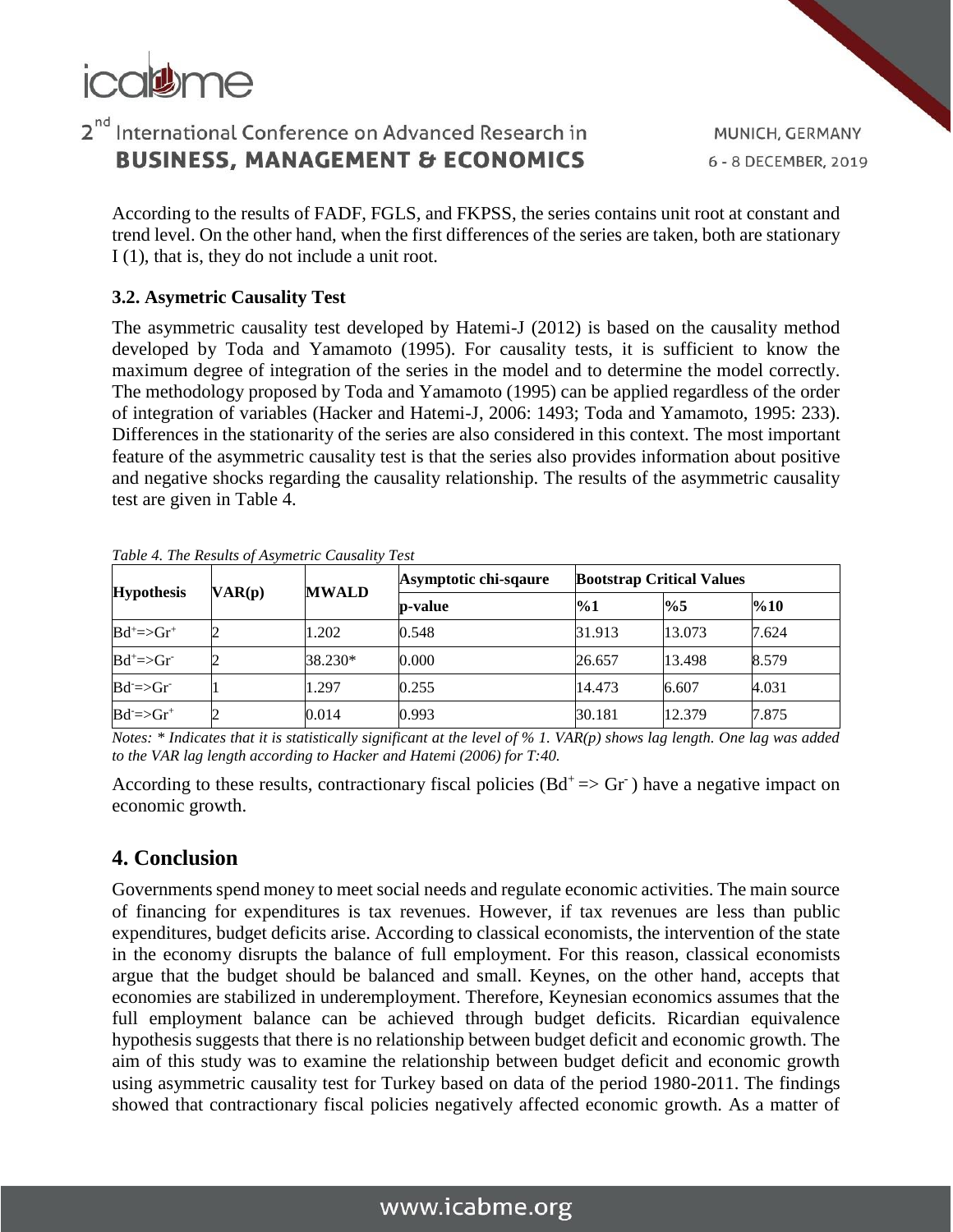According to the results of FADF, FGLS, and FKPSS, the series contains unit root at constant and trend level. On the other hand, when the first differences of the series are taken, both are stationary I (1), that is, they do not include a unit root.

### 3.2. Asymetric Causality Test

The asymmetric causality test developed by Hatemi-J (2012) is based on the causality method developed by Toda and Yamamoto (1995). For causality tests, it is sufficient to know the maximum degree of integration of the series in the model and to determine the model correctly. The methodology proposed by Toda and Yamamoto (1995) can be applied regardless of the order of integration of variables (Hacker and Hatemi-J, 2006: 1493; Toda and Yamamoto, 1995: 233). Differences in the stationarity of the series are also considered in this context. The most important feature of the asymmetric causality test is that the series also provides information about positive and negative shocks regarding the causality relationship. The results of the asymmetric causality test are given in Table 4.

*Table 4. The Results of Asymetric Causality Test*

| Hypothesis | VAR(p) | MWALD | Asymptotic chi-sqaure | Bootstrap Critical Values | | |
|---|---|---|---|---|---|---|
| | | | p-value | %1 | %5 | %10 |
| $Bd^{+}$=>$Gr^{+}$ | 2 | 1.202 | 0.548 | 31.913 | 13.073 | 7.624 |
| $Bd^{+}$=>$Gr^{-}$ | 2 | 38.230* | 0.000 | 26.657 | 13.498 | 8.579 |
| $Bd^{-}$=>$Gr^{-}$ | 1 | 1.297 | 0.255 | 14.473 | 6.607 | 4.031 |
| $Bd^{-}$=>$Gr^{+}$ | 2 | 0.014 | 0.993 | 30.181 | 12.379 | 7.875 |

*Notes: * Indicates that it is statistically significant at the level of % 1. VAR(p) shows lag length. One lag was added to the VAR lag length according to Hacker and Hatemi (2006) for T:40.*

According to these results, contractionary fiscal policies ($Bd^{+}$ => $Gr^{-}$ ) have a negative impact on economic growth.

## 4. Conclusion

Governments spend money to meet social needs and regulate economic activities. The main source of financing for expenditures is tax revenues. However, if tax revenues are less than public expenditures, budget deficits arise. According to classical economists, the intervention of the state in the economy disrupts the balance of full employment. For this reason, classical economists argue that the budget should be balanced and small. Keynes, on the other hand, accepts that economies are stabilized in underemployment. Therefore, Keynesian economics assumes that the full employment balance can be achieved through budget deficits. Ricardian equivalence hypothesis suggests that there is no relationship between budget deficit and economic growth. The aim of this study was to examine the relationship between budget deficit and economic growth using asymmetric causality test for Turkey based on data of the period 1980-2011. The findings showed that contractionary fiscal policies negatively affected economic growth. As a matter of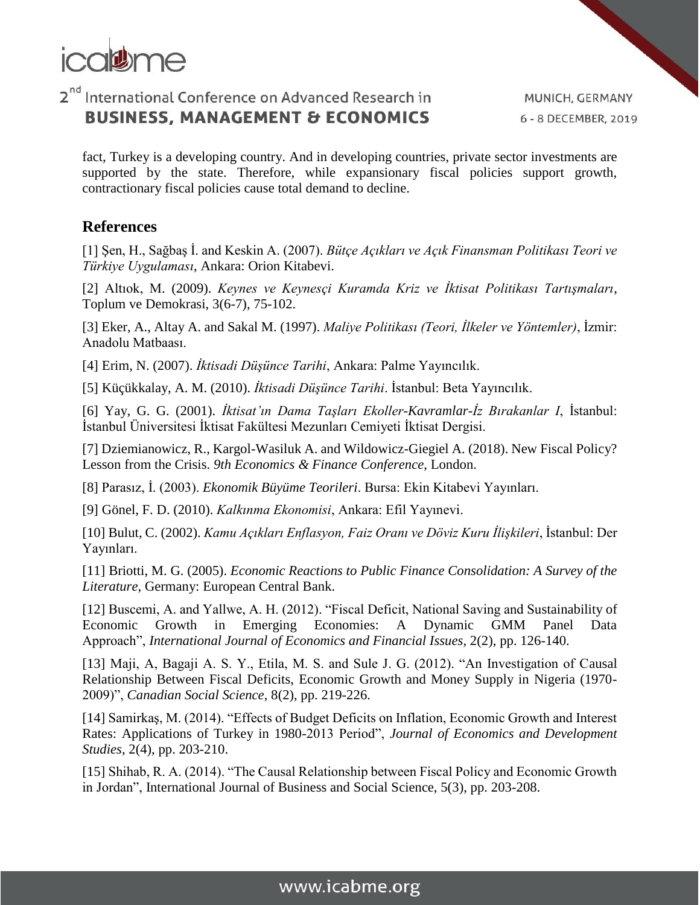fact, Turkey is a developing country. And in developing countries, private sector investments are supported by the state. Therefore, while expansionary fiscal policies support growth, contractionary fiscal policies cause total demand to decline.

## References

[1] Şen, H., Sağbaş İ. and Keskin A. (2007). *Bütçe Açıkları ve Açık Finansman Politikası Teori ve Türkiye Uygulaması*, Ankara: Orion Kitabevi.

[2] Altıok, M. (2009). *Keynes ve Keynesçi Kuramda Kriz ve İktisat Politikası Tartışmaları*, Toplum ve Demokrasi, 3(6-7), 75-102.

[3] Eker, A., Altay A. and Sakal M. (1997). *Maliye Politikası (Teori, İlkeler ve Yöntemler)*, İzmir: Anadolu Matbaası.

[4] Erim, N. (2007). *İktisadi Düşünce Tarihi*, Ankara: Palme Yayıncılık.

[5] Küçükkalay, A. M. (2010). *İktisadi Düşünce Tarihi*. İstanbul: Beta Yayıncılık.

[6] Yay, G. G. (2001). *İktisat'ın Dama Taşları Ekoller-Kavramlar-İz Bırakanlar I*, İstanbul: İstanbul Üniversitesi İktisat Fakültesi Mezunları Cemiyeti İktisat Dergisi.

[7] Dziemianowicz, R., Kargol-Wasiluk A. and Wildowicz-Giegiel A. (2018). New Fiscal Policy? Lesson from the Crisis. *9th Economics & Finance Conference*, London.

[8] Parasız, İ. (2003). *Ekonomik Büyüme Teorileri*. Bursa: Ekin Kitabevi Yayınları.

[9] Gönel, F. D. (2010). *Kalkınma Ekonomisi*, Ankara: Efil Yayınevi.

[10] Bulut, C. (2002). *Kamu Açıkları Enflasyon, Faiz Oranı ve Döviz Kuru İlişkileri*, İstanbul: Der Yayınları.

[11] Briotti, M. G. (2005). *Economic Reactions to Public Finance Consolidation: A Survey of the Literature*, Germany: European Central Bank.

[12] Buscemi, A. and Yallwe, A. H. (2012). "Fiscal Deficit, National Saving and Sustainability of Economic Growth in Emerging Economies: A Dynamic GMM Panel Data Approach", *International Journal of Economics and Financial Issues*, 2(2), pp. 126-140.

[13] Maji, A, Bagaji A. S. Y., Etila, M. S. and Sule J. G. (2012). "An Investigation of Causal Relationship Between Fiscal Deficits, Economic Growth and Money Supply in Nigeria (1970-2009)", *Canadian Social Science*, 8(2), pp. 219-226.

[14] Samirkaş, M. (2014). "Effects of Budget Deficits on Inflation, Economic Growth and Interest Rates: Applications of Turkey in 1980-2013 Period", *Journal of Economics and Development Studies*, 2(4), pp. 203-210.

[15] Shihab, R. A. (2014). "The Causal Relationship between Fiscal Policy and Economic Growth in Jordan", International Journal of Business and Social Science, 5(3), pp. 203-208.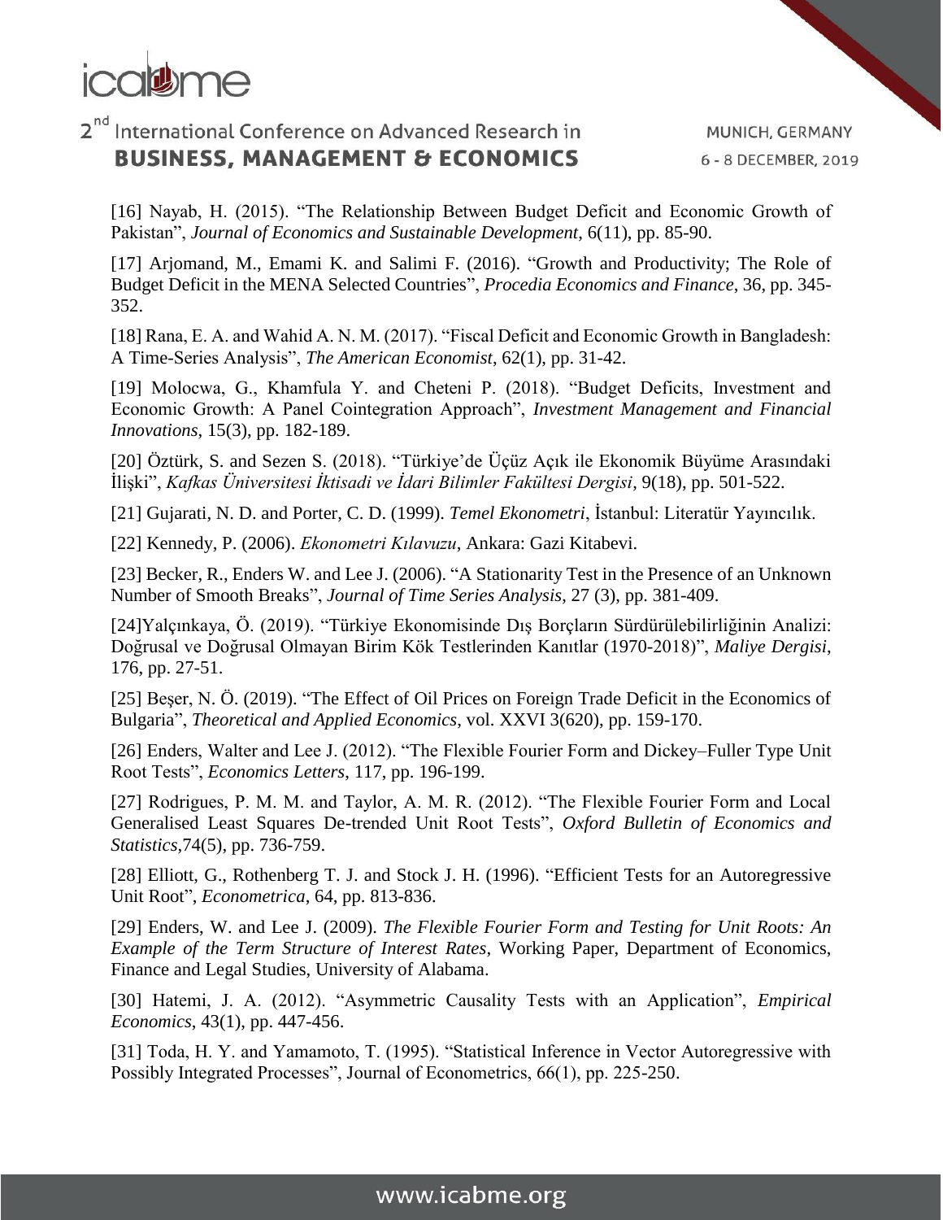[16] Nayab, H. (2015). “The Relationship Between Budget Deficit and Economic Growth of Pakistan”, *Journal of Economics and Sustainable Development*, 6(11), pp. 85-90.

[17] Arjomand, M., Emami K. and Salimi F. (2016). “Growth and Productivity; The Role of Budget Deficit in the MENA Selected Countries”, *Procedia Economics and Finance*, 36, pp. 345-352.

[18] Rana, E. A. and Wahid A. N. M. (2017). “Fiscal Deficit and Economic Growth in Bangladesh: A Time-Series Analysis”, *The American Economist*, 62(1), pp. 31-42.

[19] Molocwa, G., Khamfula Y. and Cheteni P. (2018). “Budget Deficits, Investment and Economic Growth: A Panel Cointegration Approach”, *Investment Management and Financial Innovations*, 15(3), pp. 182-189.

[20] Öztürk, S. and Sezen S. (2018). “Türkiye’de Üçüz Açık ile Ekonomik Büyüme Arasındaki İlişki”, *Kafkas Üniversitesi İktisadi ve İdari Bilimler Fakültesi Dergisi*, 9(18), pp. 501-522.

[21] Gujarati, N. D. and Porter, C. D. (1999). *Temel Ekonometri*, İstanbul: Literatür Yayıncılık.

[22] Kennedy, P. (2006). *Ekonometri Kılavuzu*, Ankara: Gazi Kitabevi.

[23] Becker, R., Enders W. and Lee J. (2006). “A Stationarity Test in the Presence of an Unknown Number of Smooth Breaks”, *Journal of Time Series Analysis*, 27 (3), pp. 381-409.

[24]Yalçınkaya, Ö. (2019). “Türkiye Ekonomisinde Dış Borçların Sürdürülebilirliğinin Analizi: Doğrusal ve Doğrusal Olmayan Birim Kök Testlerinden Kanıtlar (1970-2018)”, *Maliye Dergisi*, 176, pp. 27-51.

[25] Beşer, N. Ö. (2019). “The Effect of Oil Prices on Foreign Trade Deficit in the Economics of Bulgaria”, *Theoretical and Applied Economics*, vol. XXVI 3(620), pp. 159-170.

[26] Enders, Walter and Lee J. (2012). “The Flexible Fourier Form and Dickey–Fuller Type Unit Root Tests”, *Economics Letters*, 117, pp. 196-199.

[27] Rodrigues, P. M. M. and Taylor, A. M. R. (2012). “The Flexible Fourier Form and Local Generalised Least Squares De-trended Unit Root Tests”, *Oxford Bulletin of Economics and Statistics*,74(5), pp. 736-759.

[28] Elliott, G., Rothenberg T. J. and Stock J. H. (1996). “Efficient Tests for an Autoregressive Unit Root”, *Econometrica*, 64, pp. 813-836.

[29] Enders, W. and Lee J. (2009). *The Flexible Fourier Form and Testing for Unit Roots: An Example of the Term Structure of Interest Rates*, Working Paper, Department of Economics, Finance and Legal Studies, University of Alabama.

[30] Hatemi, J. A. (2012). “Asymmetric Causality Tests with an Application”, *Empirical Economics*, 43(1), pp. 447-456.

[31] Toda, H. Y. and Yamamoto, T. (1995). “Statistical Inference in Vector Autoregressive with Possibly Integrated Processes”, Journal of Econometrics, 66(1), pp. 225-250.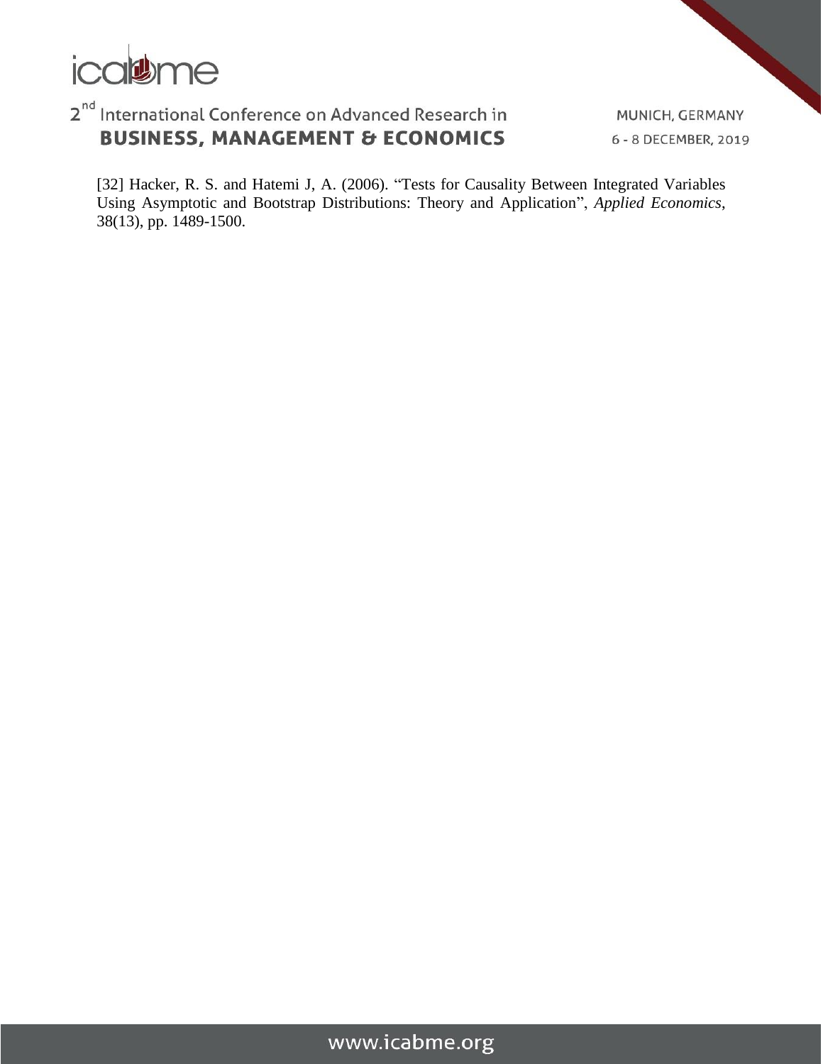[32] Hacker, R. S. and Hatemi J, A. (2006). "Tests for Causality Between Integrated Variables Using Asymptotic and Bootstrap Distributions: Theory and Application", *Applied Economics*, 38(13), pp. 1489-1500.